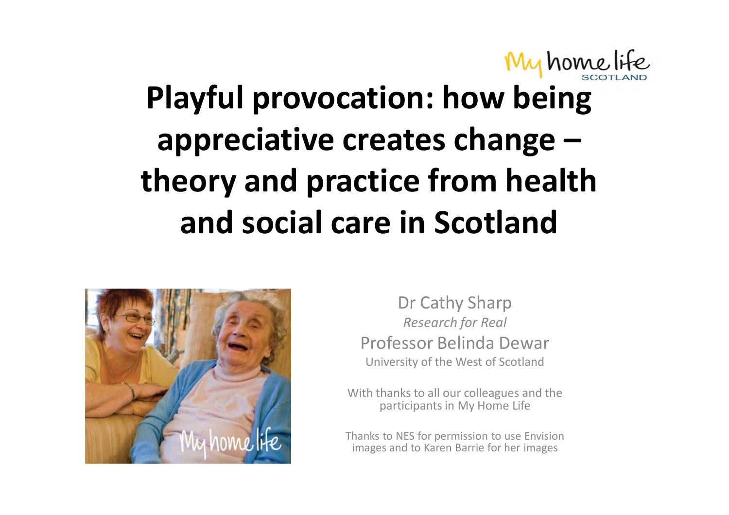My home life SCOTLAND

# Playful provocation: how being appreciative creates change – theory and practice from health and social care in Scotland

Dr Cathy Sharp
*Research for Real*
Professor Belinda Dewar
University of the West of Scotland

With thanks to all our colleagues and the participants in My Home Life

Thanks to NES for permission to use Envision images and to Karen Barrie for her images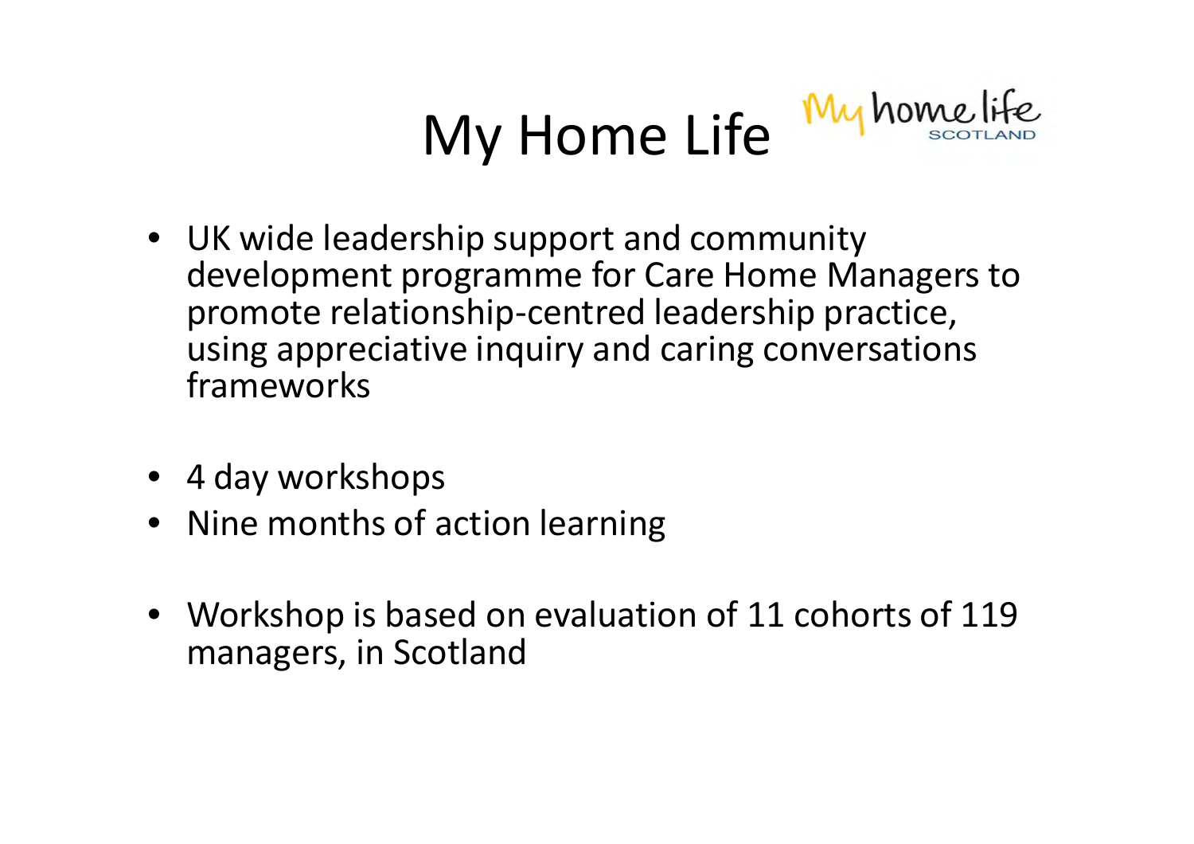# My Home Life

- UK wide leadership support and community development programme for Care Home Managers to promote relationship-centred leadership practice, using appreciative inquiry and caring conversations frameworks

- 4 day workshops
- Nine months of action learning

- Workshop is based on evaluation of 11 cohorts of 119 managers, in Scotland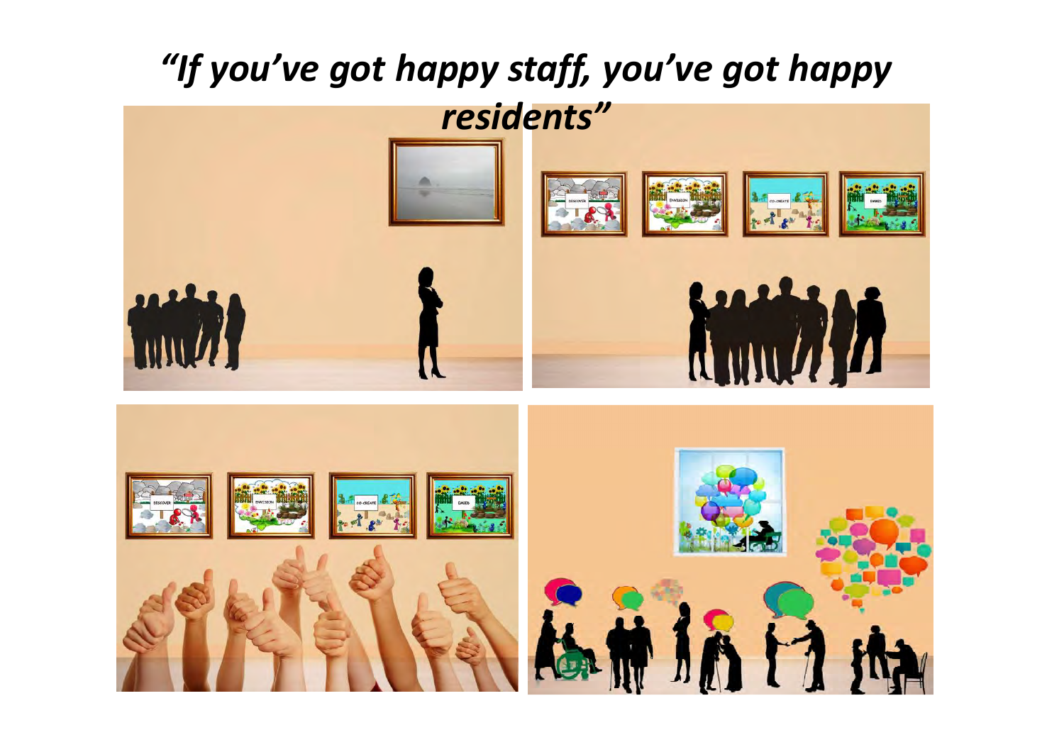*"If you've got happy staff, you've got happy residents"*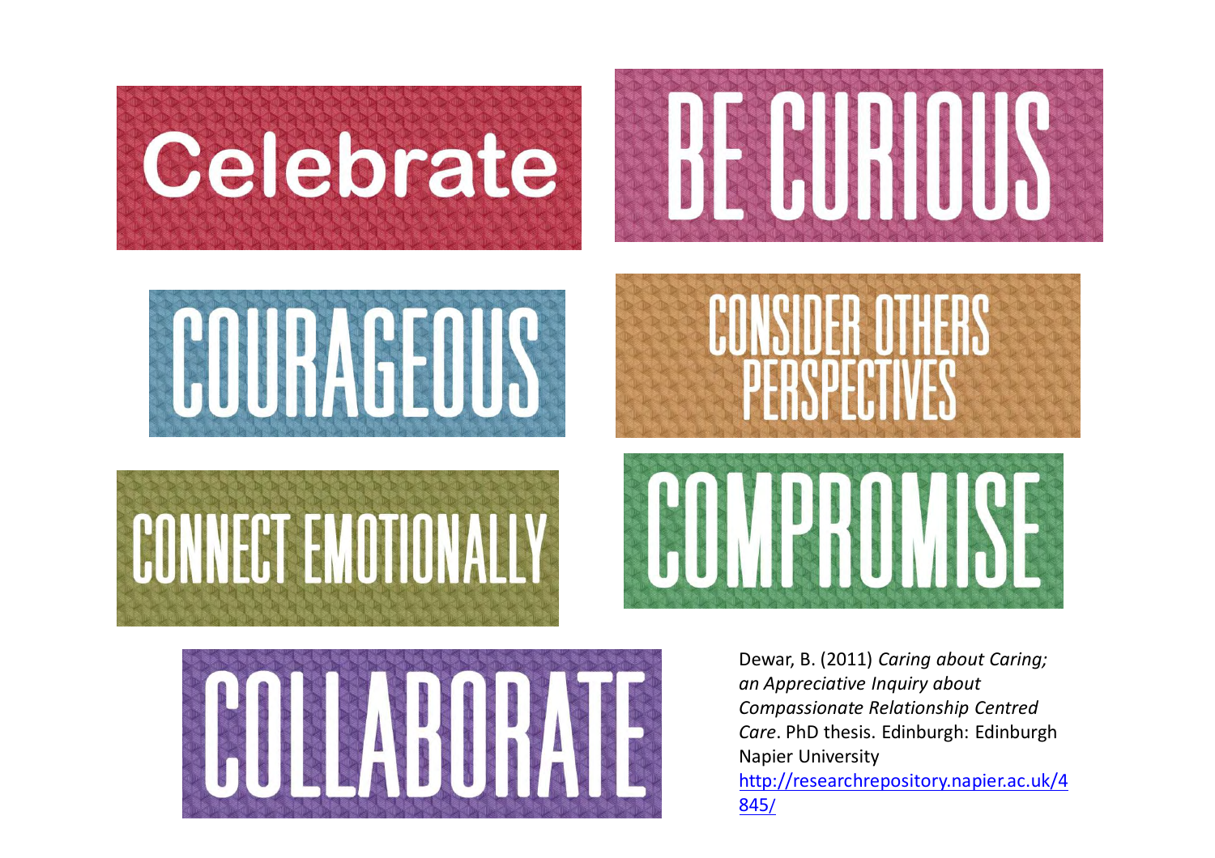Celebrate

BE CURIOUS

COURAGEOUS

CONSIDER OTHERS PERSPECTIVES

CONNECT EMOTIONALLY

COMPROMISE

COLLABORATE

Dewar, B. (2011) *Caring about Caring; an Appreciative Inquiry about Compassionate Relationship Centred Care*. PhD thesis. Edinburgh: Edinburgh Napier University http://researchrepository.napier.ac.uk/4845/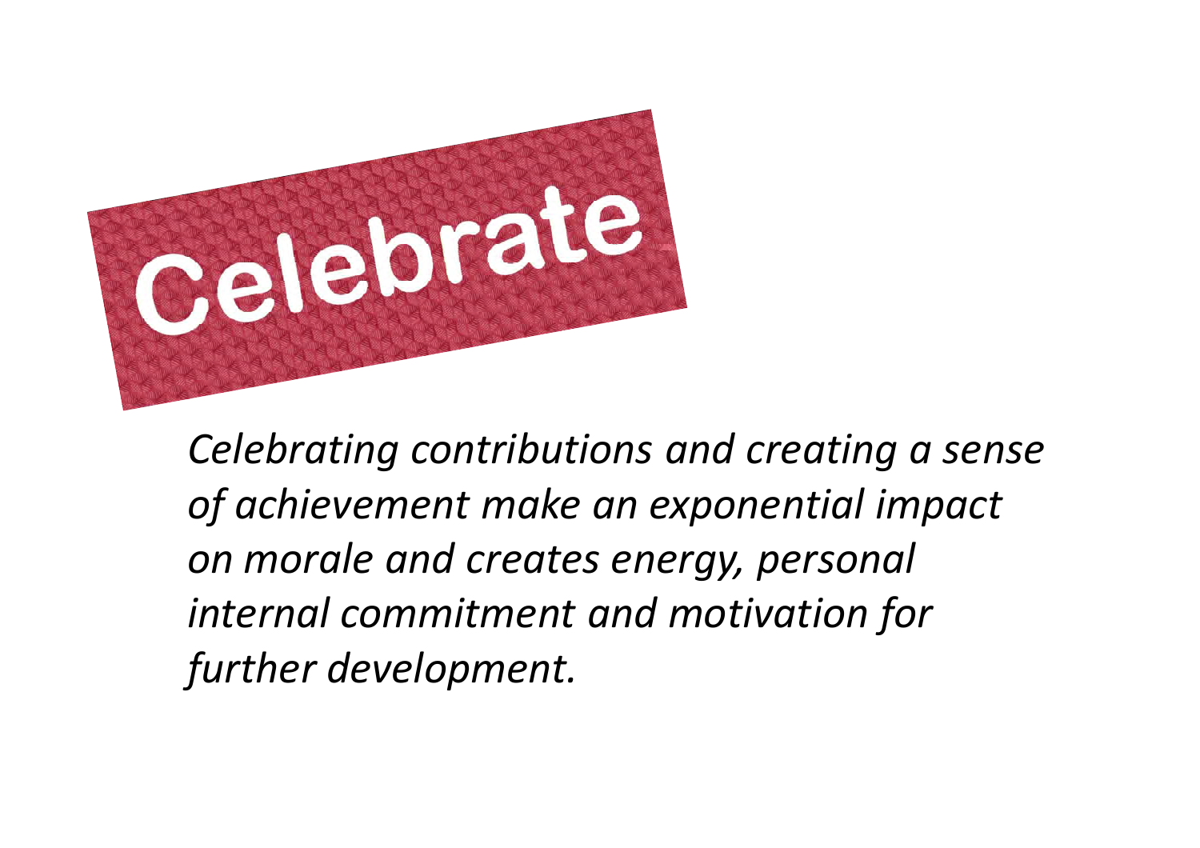# Celebrate

*Celebrating contributions and creating a sense of achievement make an exponential impact on morale and creates energy, personal internal commitment and motivation for further development.*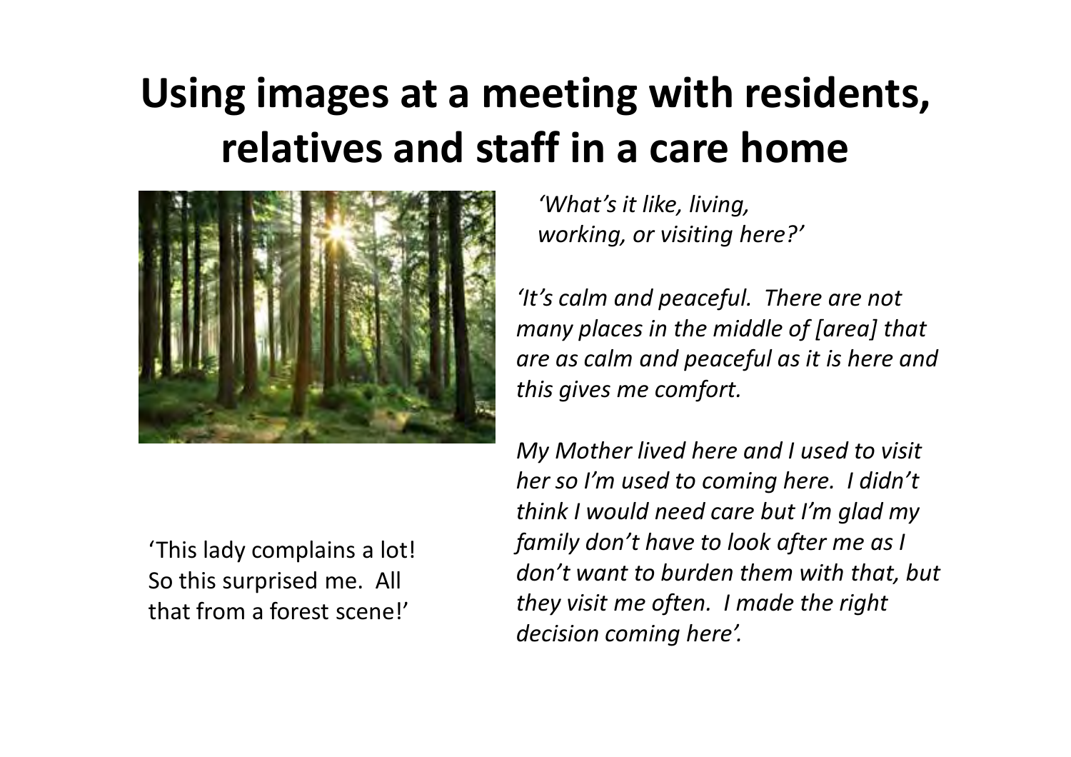# Using images at a meeting with residents, relatives and staff in a care home

*'What's it like, living, working, or visiting here?'*

*'It's calm and peaceful. There are not many places in the middle of [area] that are as calm and peaceful as it is here and this gives me comfort.*

*My Mother lived here and I used to visit her so I'm used to coming here. I didn't think I would need care but I'm glad my family don't have to look after me as I don't want to burden them with that, but they visit me often. I made the right decision coming here'.*

'This lady complains a lot! So this surprised me. All that from a forest scene!'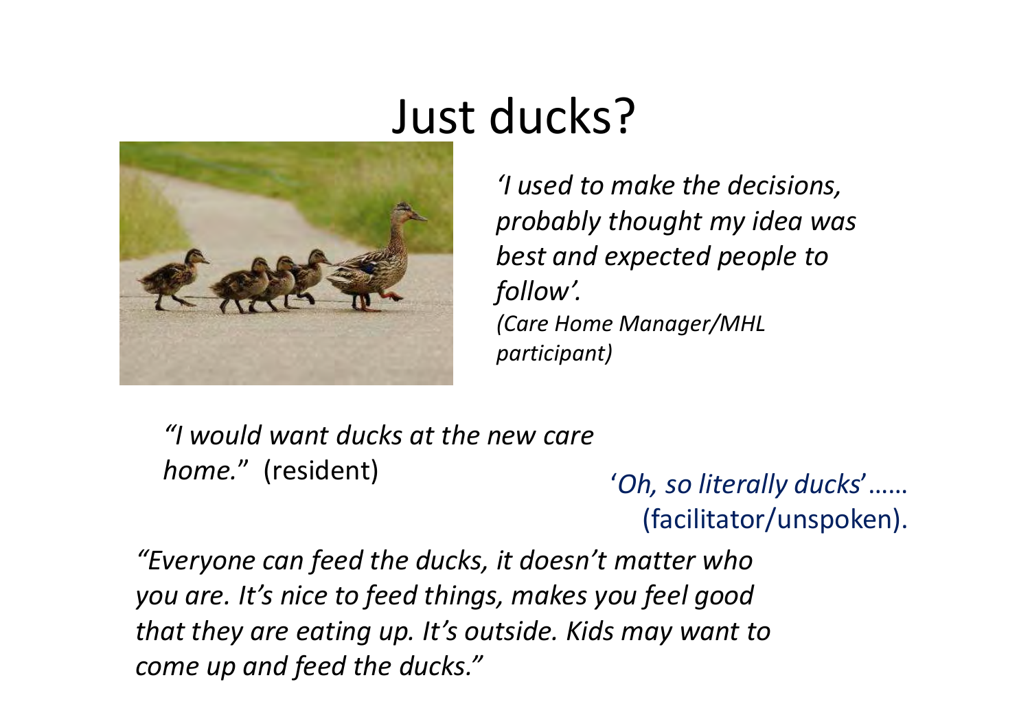# Just ducks?

*'I used to make the decisions, probably thought my idea was best and expected people to follow'.*
*(Care Home Manager/MHL participant)*

*"I would want ducks at the new care home."* (resident)

'*Oh, so literally ducks*'…… (facilitator/unspoken).

*"Everyone can feed the ducks, it doesn't matter who you are. It's nice to feed things, makes you feel good that they are eating up. It's outside. Kids may want to come up and feed the ducks."*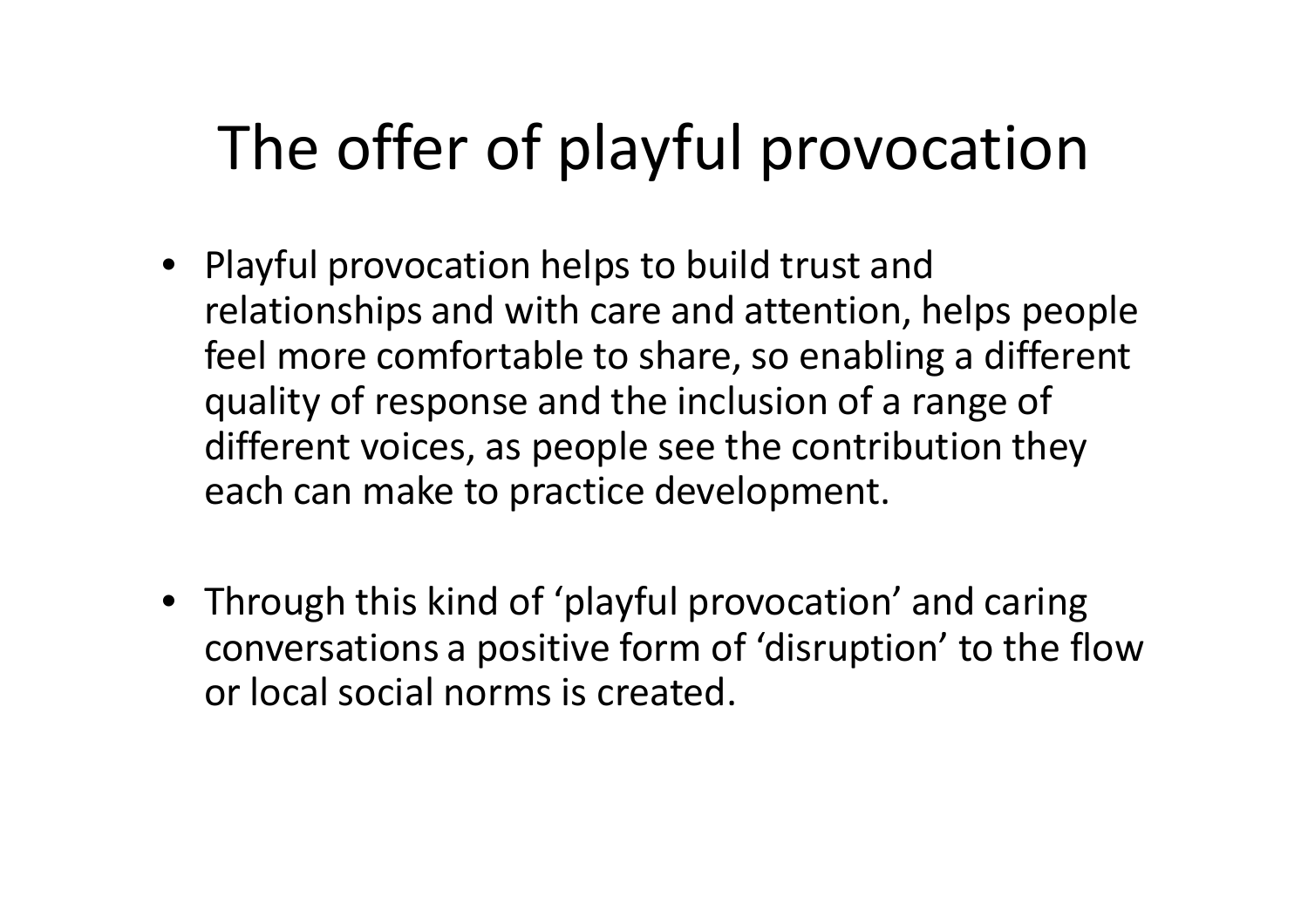# The offer of playful provocation

- Playful provocation helps to build trust and relationships and with care and attention, helps people feel more comfortable to share, so enabling a different quality of response and the inclusion of a range of different voices, as people see the contribution they each can make to practice development.

- Through this kind of 'playful provocation' and caring conversations a positive form of 'disruption' to the flow or local social norms is created.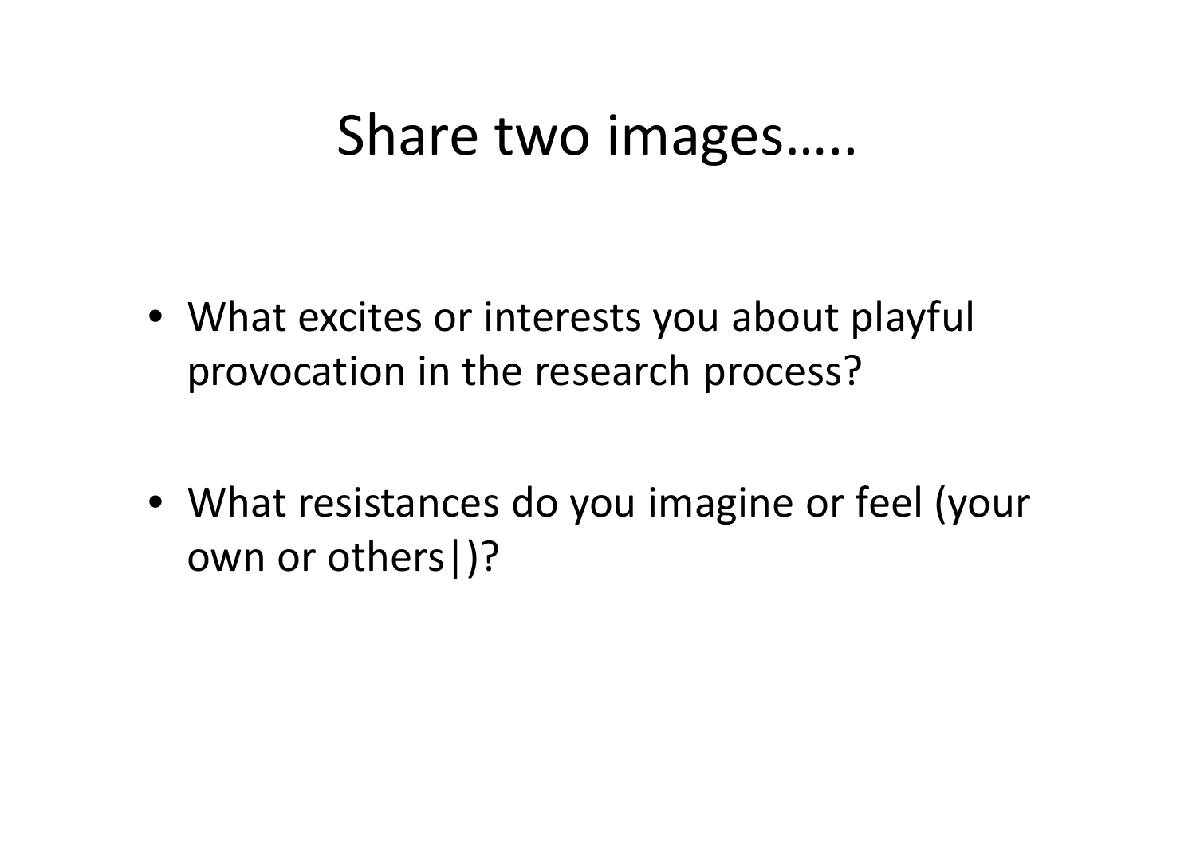# Share two images…..

- What excites or interests you about playful provocation in the research process?
- What resistances do you imagine or feel (your own or others|)?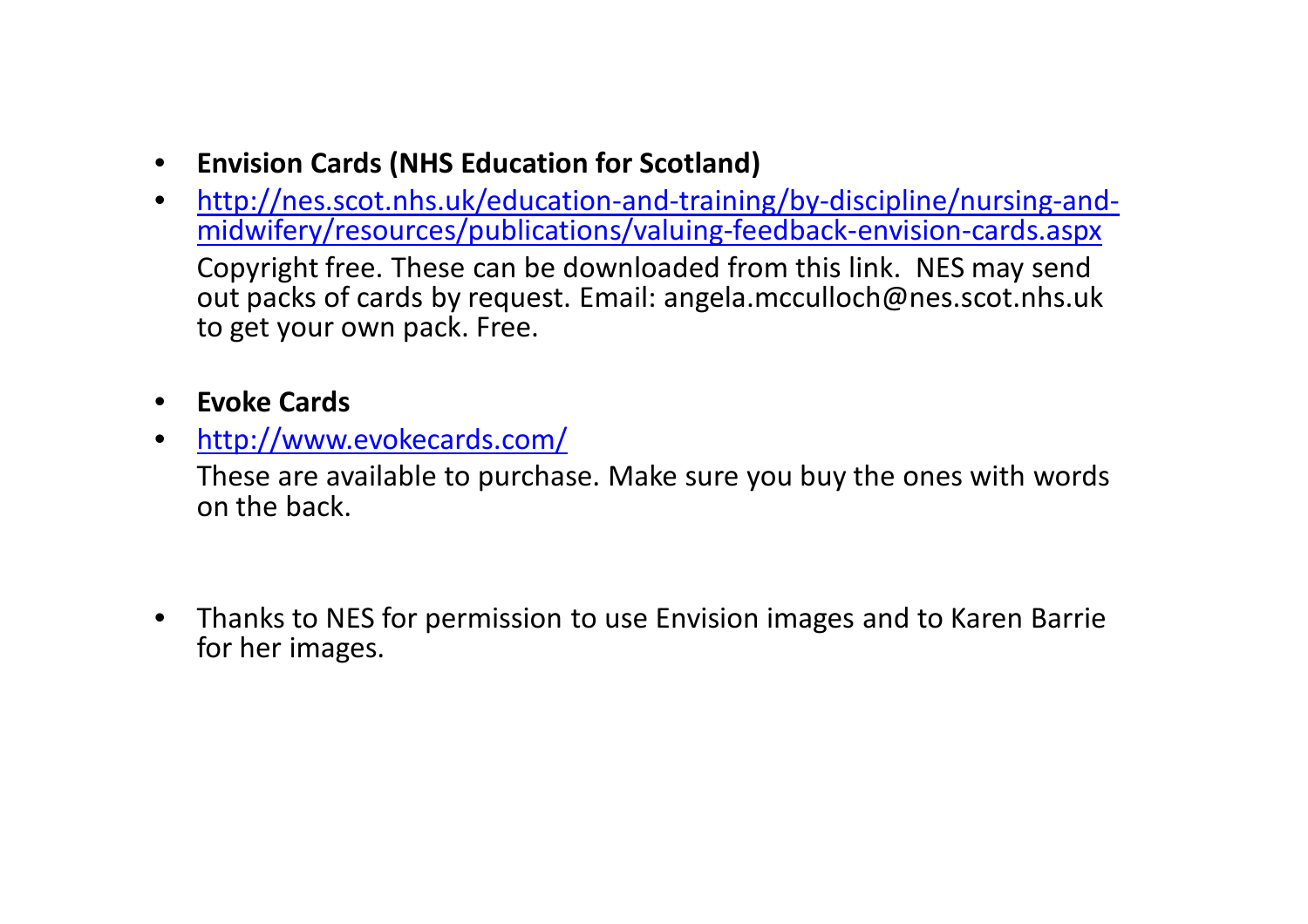- **Envision Cards (NHS Education for Scotland)**
- http://nes.scot.nhs.uk/education-and-training/by-discipline/nursing-and-midwifery/resources/publications/valuing-feedback-envision-cards.aspx

  Copyright free. These can be downloaded from this link. NES may send out packs of cards by request. Email: angela.mcculloch@nes.scot.nhs.uk to get your own pack. Free.

- **Evoke Cards**
- http://www.evokecards.com/

  These are available to purchase. Make sure you buy the ones with words on the back.

- Thanks to NES for permission to use Envision images and to Karen Barrie for her images.